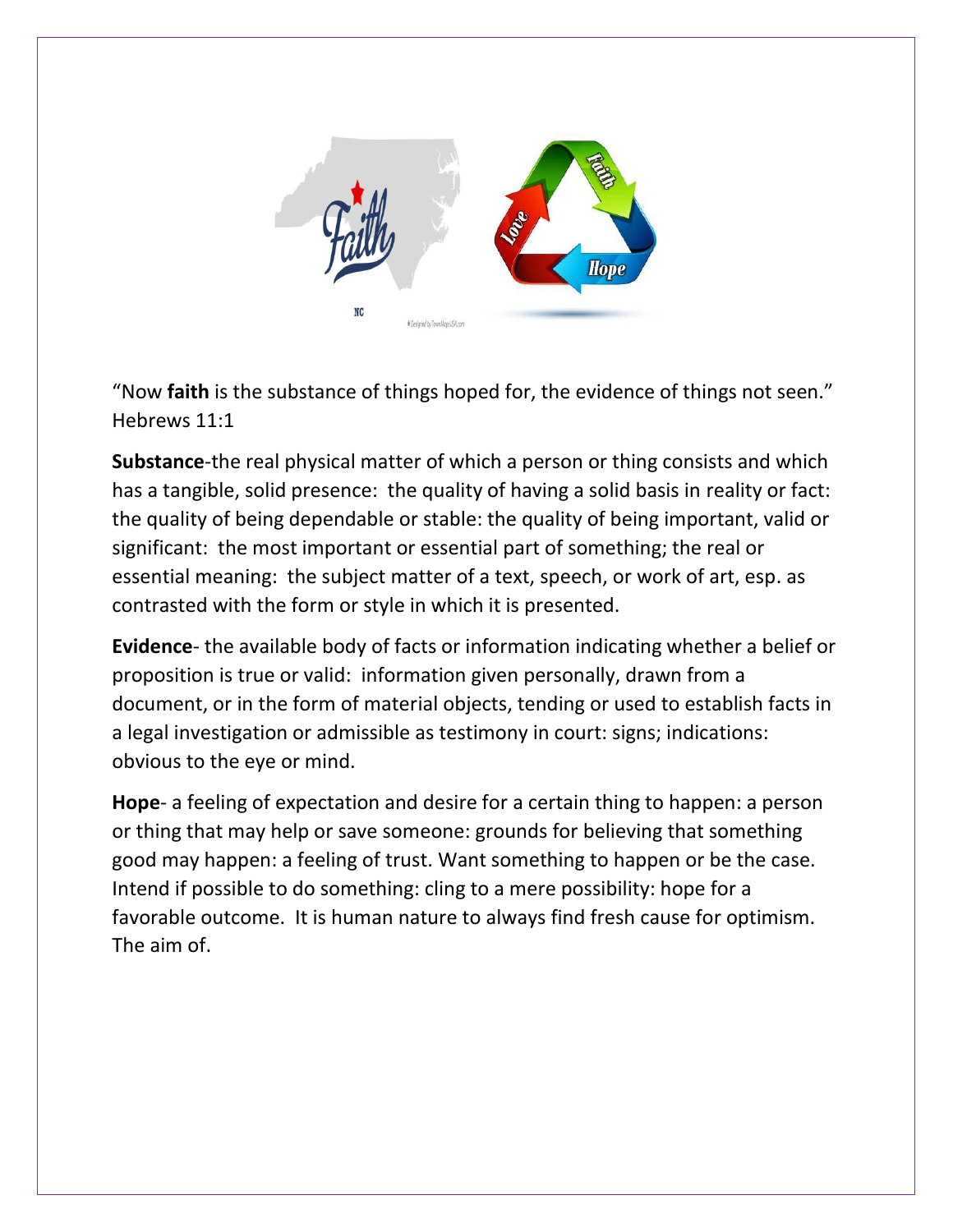“Now **faith** is the substance of things hoped for, the evidence of things not seen.” Hebrews 11:1

**Substance**-the real physical matter of which a person or thing consists and which has a tangible, solid presence: the quality of having a solid basis in reality or fact: the quality of being dependable or stable: the quality of being important, valid or significant: the most important or essential part of something; the real or essential meaning: the subject matter of a text, speech, or work of art, esp. as contrasted with the form or style in which it is presented.

**Evidence**- the available body of facts or information indicating whether a belief or proposition is true or valid: information given personally, drawn from a document, or in the form of material objects, tending or used to establish facts in a legal investigation or admissible as testimony in court: signs; indications: obvious to the eye or mind.

**Hope**- a feeling of expectation and desire for a certain thing to happen: a person or thing that may help or save someone: grounds for believing that something good may happen: a feeling of trust. Want something to happen or be the case. Intend if possible to do something: cling to a mere possibility: hope for a favorable outcome. It is human nature to always find fresh cause for optimism. The aim of.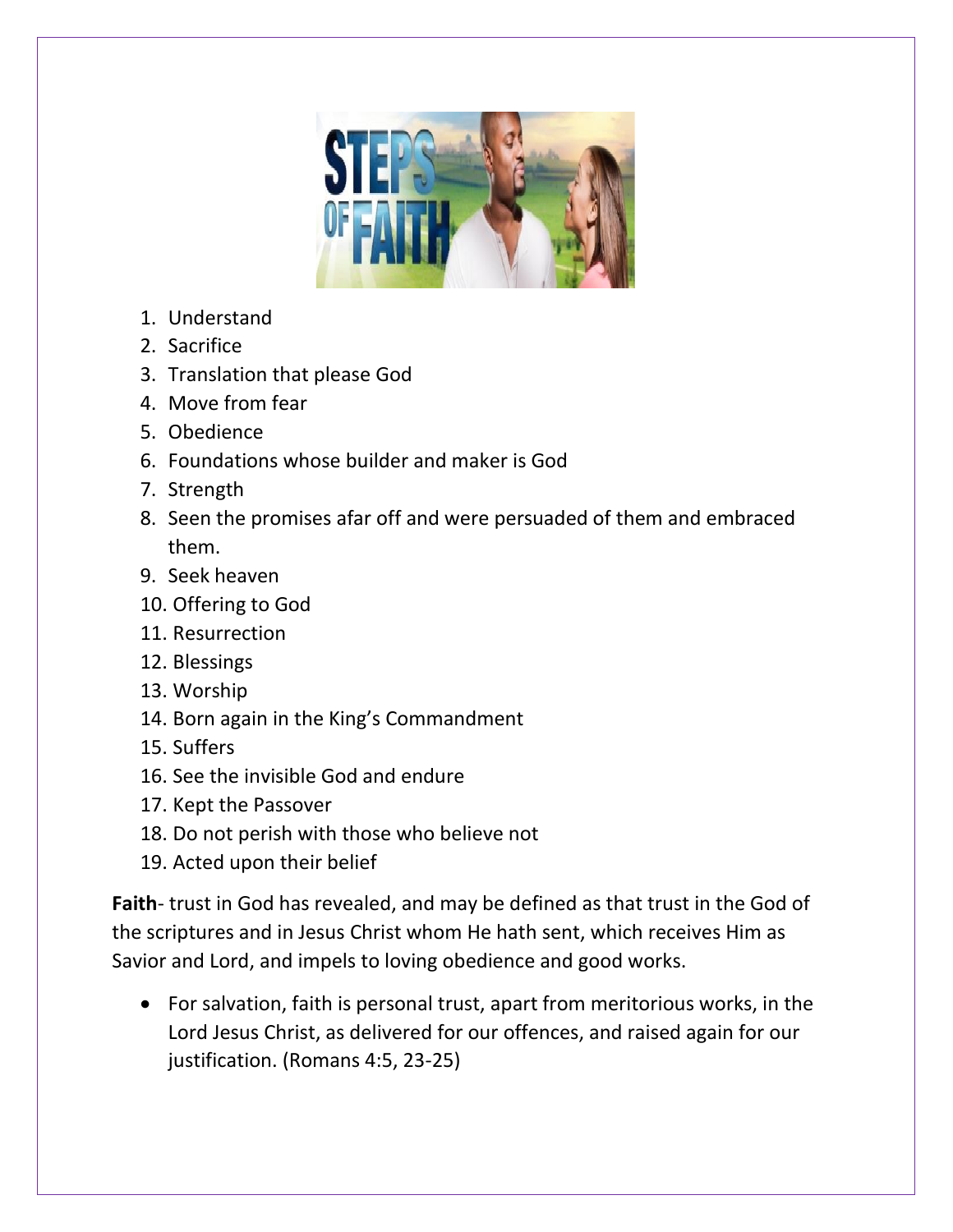1. Understand
2. Sacrifice
3. Translation that please God
4. Move from fear
5. Obedience
6. Foundations whose builder and maker is God
7. Strength
8. Seen the promises afar off and were persuaded of them and embraced them.
9. Seek heaven
10. Offering to God
11. Resurrection
12. Blessings
13. Worship
14. Born again in the King's Commandment
15. Suffers
16. See the invisible God and endure
17. Kept the Passover
18. Do not perish with those who believe not
19. Acted upon their belief

**Faith**- trust in God has revealed, and may be defined as that trust in the God of the scriptures and in Jesus Christ whom He hath sent, which receives Him as Savior and Lord, and impels to loving obedience and good works.

- For salvation, faith is personal trust, apart from meritorious works, in the Lord Jesus Christ, as delivered for our offences, and raised again for our justification. (Romans 4:5, 23-25)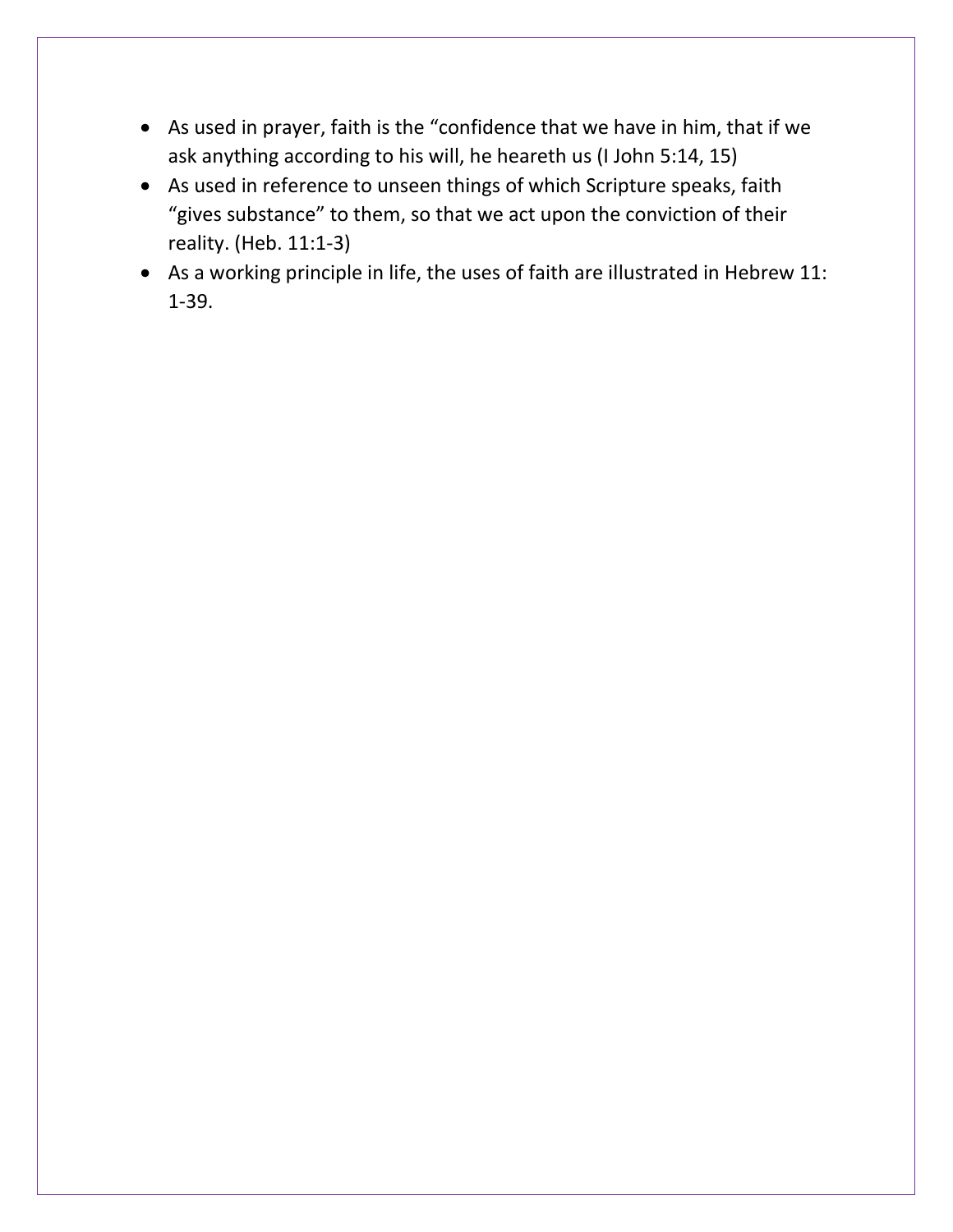- As used in prayer, faith is the "confidence that we have in him, that if we ask anything according to his will, he heareth us (I John 5:14, 15)
- As used in reference to unseen things of which Scripture speaks, faith "gives substance" to them, so that we act upon the conviction of their reality. (Heb. 11:1-3)
- As a working principle in life, the uses of faith are illustrated in Hebrew 11: 1-39.